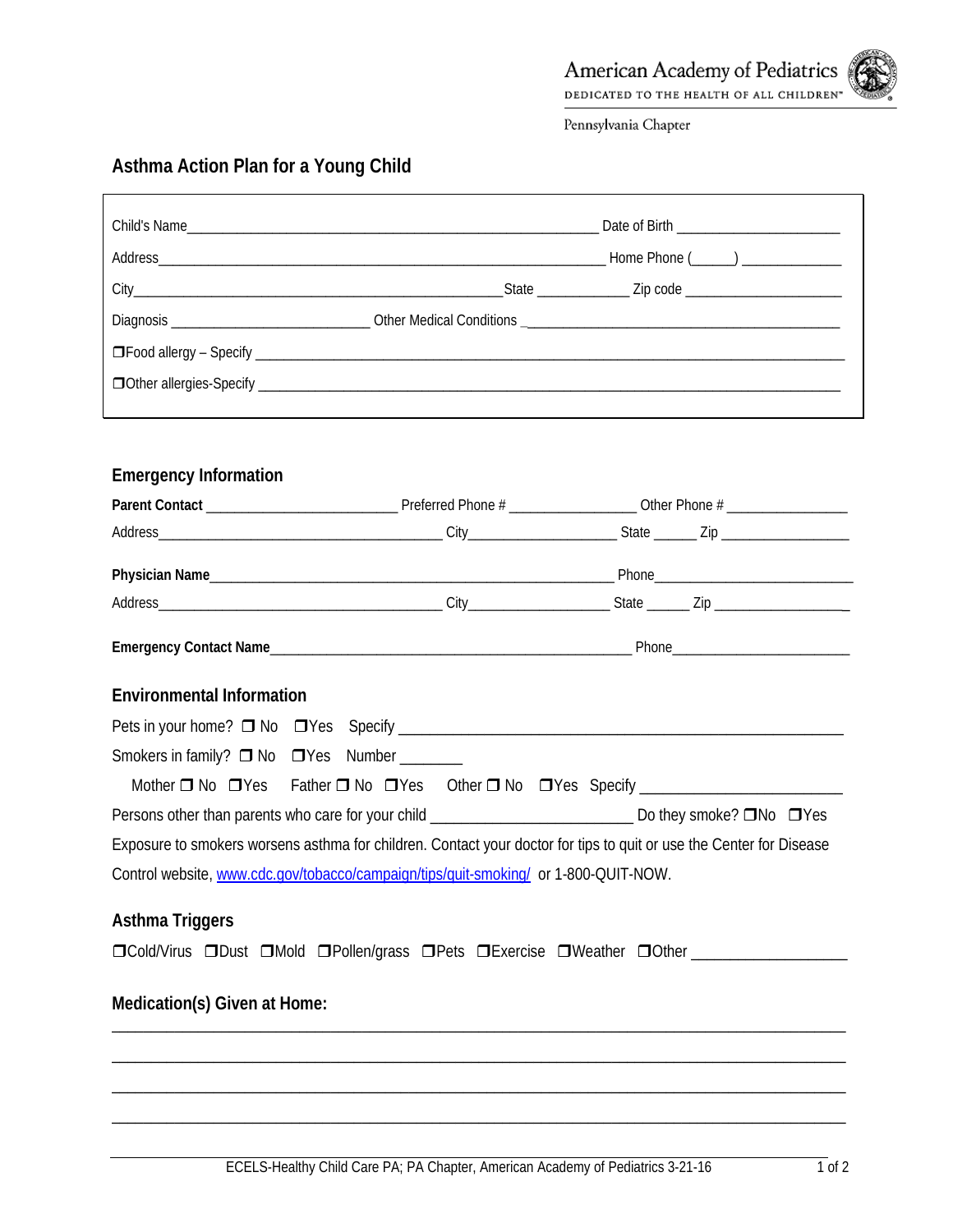American Academy of Pediatrics

DEDICATED TO THE HEALTH OF ALL CHILDREN™

Pennsylvania Chapter

## Asthma Action Plan for a Young Child

Child's Name_______________________________________________________ Date of Birth ______________________

Address_______________________________________________________ Home Phone (_____) ____________

City______________________________________________State ____________ Zip code ____________________

Diagnosis __________________________ Other Medical Conditions _________________________________________

❒Food allergy – Specify ___________________________________________________________________________

❒Other allergies-Specify ___________________________________________________________________________

### Emergency Information

**Parent Contact** ________________________ Preferred Phone # ________________ Other Phone # ________________

Address_____________________________________ City___________________ State ______ Zip _________________

**Physician Name**_______________________________________________________ Phone___________________________

Address_____________________________________ City__________________ State ______ Zip __________________

**Emergency Contact Name**_______________________________________________ Phone________________________

### Environmental Information

Pets in your home? ❒ No ❒Yes Specify _________________________________________________________

Smokers in family? ❒ No ❒Yes Number _______

Mother ❒ No ❒Yes Father ❒ No ❒Yes Other ❒ No ❒Yes Specify _______________________

Persons other than parents who care for your child ________________________ Do they smoke? ❒No ❒Yes

Exposure to smokers worsens asthma for children. Contact your doctor for tips to quit or use the Center for Disease Control website, www.cdc.gov/tobacco/campaign/tips/quit-smoking/ or 1-800-QUIT-NOW.

### Asthma Triggers

❒Cold/Virus ❒Dust ❒Mold ❒Pollen/grass ❒Pets ❒Exercise ❒Weather ❒Other __________________

### Medication(s) Given at Home:

______________________________________________________________________________________

______________________________________________________________________________________

______________________________________________________________________________________

______________________________________________________________________________________

ECELS-Healthy Child Care PA; PA Chapter, American Academy of Pediatrics 3-21-16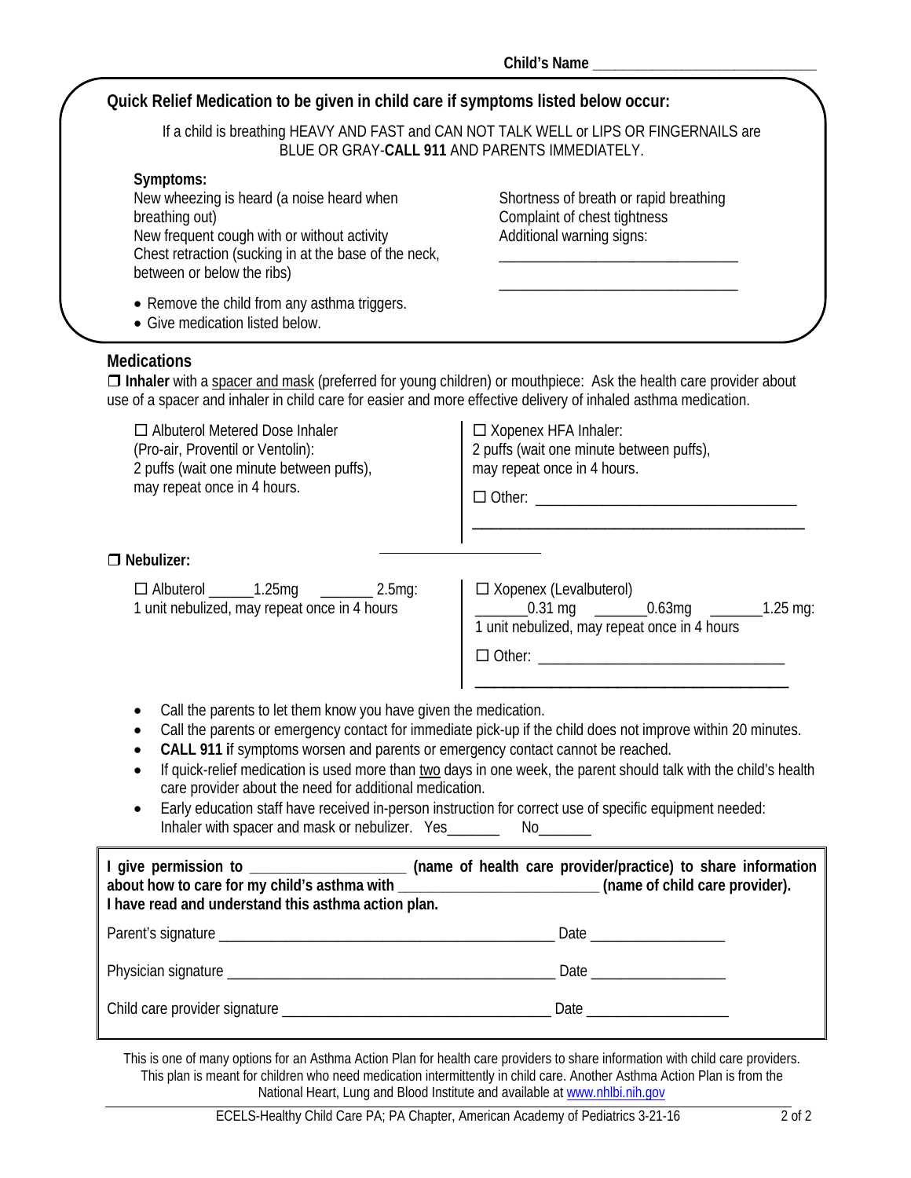Child's Name ______________________________

**Quick Relief Medication to be given in child care if symptoms listed below occur:**

If a child is breathing HEAVY AND FAST and CAN NOT TALK WELL or LIPS OR FINGERNAILS are BLUE OR GRAY-**CALL 911** AND PARENTS IMMEDIATELY.

**Symptoms:**

New wheezing is heard (a noise heard when breathing out)
New frequent cough with or without activity
Chest retraction (sucking in at the base of the neck, between or below the ribs)

Shortness of breath or rapid breathing
Complaint of chest tightness
Additional warning signs:
________________________________
________________________________

- Remove the child from any asthma triggers.
- Give medication listed below.

## Medications

❒ **Inhaler** with a spacer and mask (preferred for young children) or mouthpiece: Ask the health care provider about use of a spacer and inhaler in child care for easier and more effective delivery of inhaled asthma medication.

☐ Albuterol Metered Dose Inhaler (Pro-air, Proventil or Ventolin): 2 puffs (wait one minute between puffs), may repeat once in 4 hours.

☐ Xopenex HFA Inhaler: 2 puffs (wait one minute between puffs), may repeat once in 4 hours.

☐ Other: ____________________________________
_____________________________________________

❒ **Nebulizer:**

☐ Albuterol ______1.25mg _______ 2.5mg: 1 unit nebulized, may repeat once in 4 hours

☐ Xopenex (Levalbuterol) _______0.31 mg _______0.63mg _______1.25 mg: 1 unit nebulized, may repeat once in 4 hours

☐ Other: __________________________________
_____________________________________________

- Call the parents to let them know you have given the medication.
- Call the parents or emergency contact for immediate pick-up if the child does not improve within 20 minutes.
- **CALL 911 i**f symptoms worsen and parents or emergency contact cannot be reached.
- If quick-relief medication is used more than two days in one week, the parent should talk with the child's health care provider about the need for additional medication.
- Early education staff have received in-person instruction for correct use of specific equipment needed: Inhaler with spacer and mask or nebulizer. Yes_______ No_______

**I give permission to ____________________ (name of health care provider/practice) to share information about how to care for my child's asthma with __________________________ (name of child care provider). I have read and understand this asthma action plan.**

Parent's signature _____________________________________________ Date _________________

Physician signature ____________________________________________ Date _________________

Child care provider signature ____________________________________ Date _________________

This is one of many options for an Asthma Action Plan for health care providers to share information with child care providers. This plan is meant for children who need medication intermittently in child care. Another Asthma Action Plan is from the National Heart, Lung and Blood Institute and available at www.nhlbi.nih.gov

ECELS-Healthy Child Care PA; PA Chapter, American Academy of Pediatrics 3-21-16